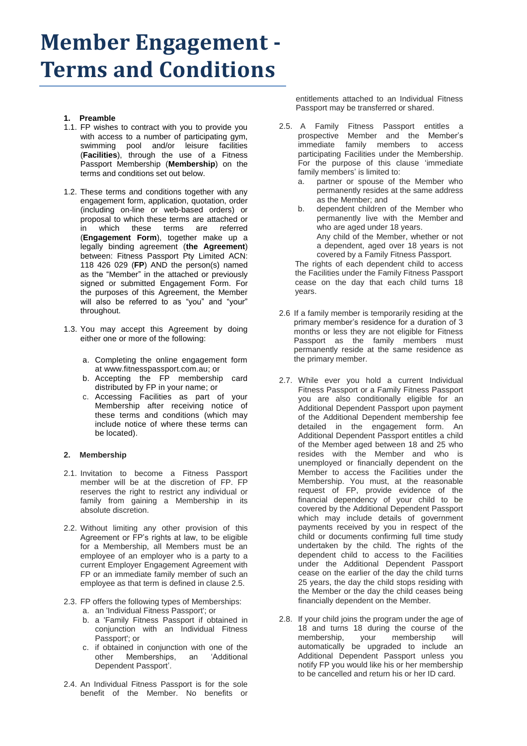# Member Engagement - Terms and Conditions

## 1. Preamble

1.1. FP wishes to contract with you to provide you with access to a number of participating gym, swimming pool and/or leisure facilities (**Facilities**), through the use of a Fitness Passport Membership (**Membership**) on the terms and conditions set out below.

1.2. These terms and conditions together with any engagement form, application, quotation, order (including on-line or web-based orders) or proposal to which these terms are attached or in which these terms are referred (**Engagement Form**), together make up a legally binding agreement (**the Agreement**) between: Fitness Passport Pty Limited ACN: 118 426 029 (**FP**) AND the person(s) named as the "Member" in the attached or previously signed or submitted Engagement Form. For the purposes of this Agreement, the Member will also be referred to as "you" and "your" throughout.

1.3. You may accept this Agreement by doing either one or more of the following:

a. Completing the online engagement form at www.fitnesspassport.com.au; or
b. Accepting the FP membership card distributed by FP in your name; or
c. Accessing Facilities as part of your Membership after receiving notice of these terms and conditions (which may include notice of where these terms can be located).

## 2. Membership

2.1. Invitation to become a Fitness Passport member will be at the discretion of FP. FP reserves the right to restrict any individual or family from gaining a Membership in its absolute discretion.

2.2. Without limiting any other provision of this Agreement or FP's rights at law, to be eligible for a Membership, all Members must be an employee of an employer who is a party to a current Employer Engagement Agreement with FP or an immediate family member of such an employee as that term is defined in clause 2.5.

2.3. FP offers the following types of Memberships:
a. an 'Individual Fitness Passport'; or
b. a 'Family Fitness Passport if obtained in conjunction with an Individual Fitness Passport'; or
c. if obtained in conjunction with one of the other Memberships, an 'Additional Dependent Passport'.

2.4. An Individual Fitness Passport is for the sole benefit of the Member. No benefits or entitlements attached to an Individual Fitness Passport may be transferred or shared.

2.5. A Family Fitness Passport entitles a prospective Member and the Member's immediate family members to access participating Facilities under the Membership. For the purpose of this clause 'immediate family members' is limited to:
a. partner or spouse of the Member who permanently resides at the same address as the Member; and
b. dependent children of the Member who permanently live with the Member and who are aged under 18 years.
Any child of the Member, whether or not a dependent, aged over 18 years is not covered by a Family Fitness Passport.

The rights of each dependent child to access the Facilities under the Family Fitness Passport cease on the day that each child turns 18 years.

2.6 If a family member is temporarily residing at the primary member's residence for a duration of 3 months or less they are not eligible for Fitness Passport as the family members must permanently reside at the same residence as the primary member.

2.7. While ever you hold a current Individual Fitness Passport or a Family Fitness Passport you are also conditionally eligible for an Additional Dependent Passport upon payment of the Additional Dependent membership fee detailed in the engagement form. An Additional Dependent Passport entitles a child of the Member aged between 18 and 25 who resides with the Member and who is unemployed or financially dependent on the Member to access the Facilities under the Membership. You must, at the reasonable request of FP, provide evidence of the financial dependency of your child to be covered by the Additional Dependent Passport which may include details of government payments received by you in respect of the child or documents confirming full time study undertaken by the child. The rights of the dependent child to access to the Facilities under the Additional Dependent Passport cease on the earlier of the day the child turns 25 years, the day the child stops residing with the Member or the day the child ceases being financially dependent on the Member.

2.8. If your child joins the program under the age of 18 and turns 18 during the course of the membership, your membership will automatically be upgraded to include an Additional Dependent Passport unless you notify FP you would like his or her membership to be cancelled and return his or her ID card.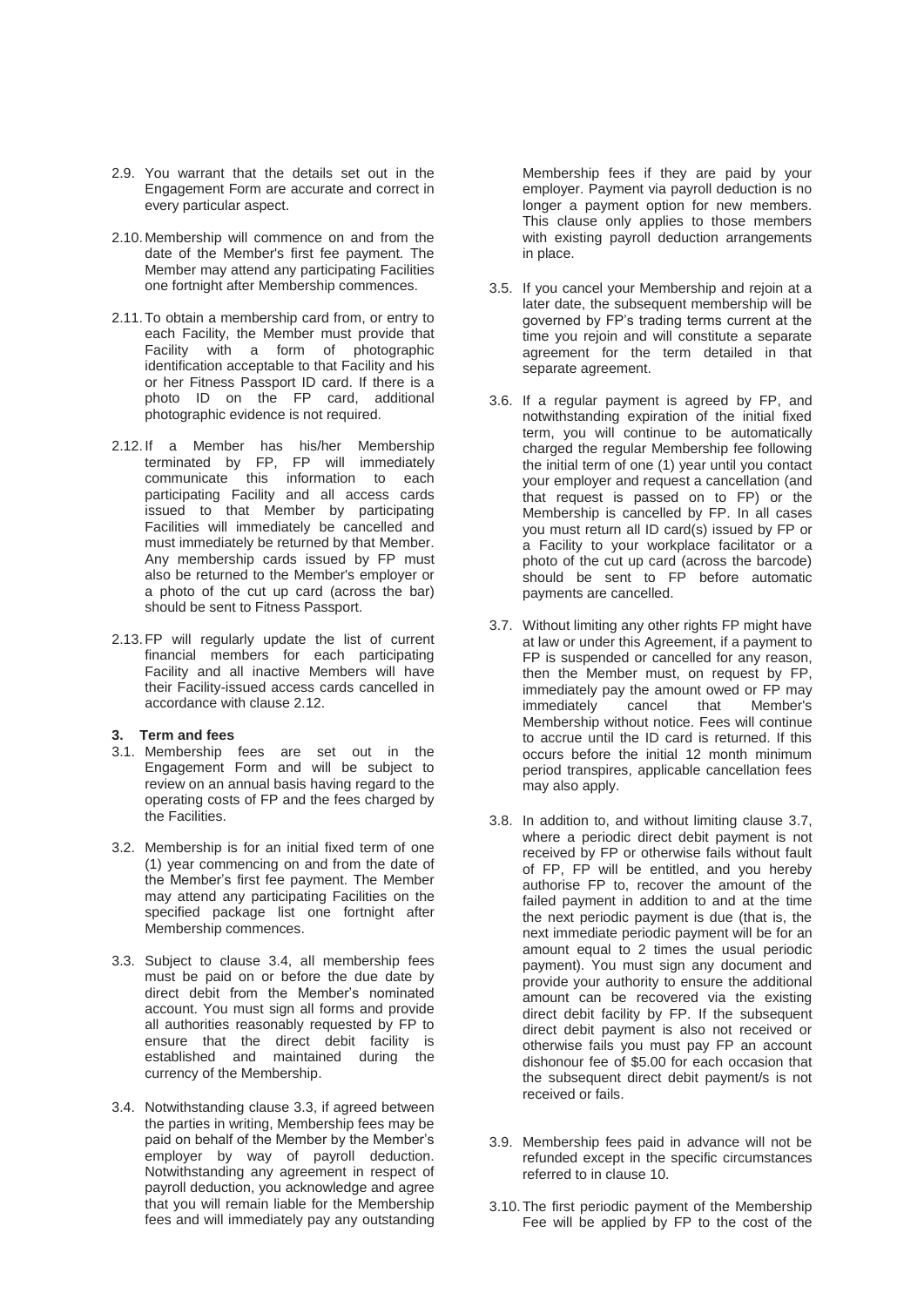2.9. You warrant that the details set out in the Engagement Form are accurate and correct in every particular aspect.

2.10. Membership will commence on and from the date of the Member's first fee payment. The Member may attend any participating Facilities one fortnight after Membership commences.

2.11. To obtain a membership card from, or entry to each Facility, the Member must provide that Facility with a form of photographic identification acceptable to that Facility and his or her Fitness Passport ID card. If there is a photo ID on the FP card, additional photographic evidence is not required.

2.12. If a Member has his/her Membership terminated by FP, FP will immediately communicate this information to each participating Facility and all access cards issued to that Member by participating Facilities will immediately be cancelled and must immediately be returned by that Member. Any membership cards issued by FP must also be returned to the Member's employer or a photo of the cut up card (across the bar) should be sent to Fitness Passport.

2.13. FP will regularly update the list of current financial members for each participating Facility and all inactive Members will have their Facility-issued access cards cancelled in accordance with clause 2.12.

**3. Term and fees**

3.1. Membership fees are set out in the Engagement Form and will be subject to review on an annual basis having regard to the operating costs of FP and the fees charged by the Facilities.

3.2. Membership is for an initial fixed term of one (1) year commencing on and from the date of the Member's first fee payment. The Member may attend any participating Facilities on the specified package list one fortnight after Membership commences.

3.3. Subject to clause 3.4, all membership fees must be paid on or before the due date by direct debit from the Member's nominated account. You must sign all forms and provide all authorities reasonably requested by FP to ensure that the direct debit facility is established and maintained during the currency of the Membership.

3.4. Notwithstanding clause 3.3, if agreed between the parties in writing, Membership fees may be paid on behalf of the Member by the Member's employer by way of payroll deduction. Notwithstanding any agreement in respect of payroll deduction, you acknowledge and agree that you will remain liable for the Membership fees and will immediately pay any outstanding Membership fees if they are paid by your employer. Payment via payroll deduction is no longer a payment option for new members. This clause only applies to those members with existing payroll deduction arrangements in place.

3.5. If you cancel your Membership and rejoin at a later date, the subsequent membership will be governed by FP's trading terms current at the time you rejoin and will constitute a separate agreement for the term detailed in that separate agreement.

3.6. If a regular payment is agreed by FP, and notwithstanding expiration of the initial fixed term, you will continue to be automatically charged the regular Membership fee following the initial term of one (1) year until you contact your employer and request a cancellation (and that request is passed on to FP) or the Membership is cancelled by FP. In all cases you must return all ID card(s) issued by FP or a Facility to your workplace facilitator or a photo of the cut up card (across the barcode) should be sent to FP before automatic payments are cancelled.

3.7. Without limiting any other rights FP might have at law or under this Agreement, if a payment to FP is suspended or cancelled for any reason, then the Member must, on request by FP, immediately pay the amount owed or FP may immediately cancel that Member's Membership without notice. Fees will continue to accrue until the ID card is returned. If this occurs before the initial 12 month minimum period transpires, applicable cancellation fees may also apply.

3.8. In addition to, and without limiting clause 3.7, where a periodic direct debit payment is not received by FP or otherwise fails without fault of FP, FP will be entitled, and you hereby authorise FP to, recover the amount of the failed payment in addition to and at the time the next periodic payment is due (that is, the next immediate periodic payment will be for an amount equal to 2 times the usual periodic payment). You must sign any document and provide your authority to ensure the additional amount can be recovered via the existing direct debit facility by FP. If the subsequent direct debit payment is also not received or otherwise fails you must pay FP an account dishonour fee of $5.00 for each occasion that the subsequent direct debit payment/s is not received or fails.

3.9. Membership fees paid in advance will not be refunded except in the specific circumstances referred to in clause 10.

3.10. The first periodic payment of the Membership Fee will be applied by FP to the cost of the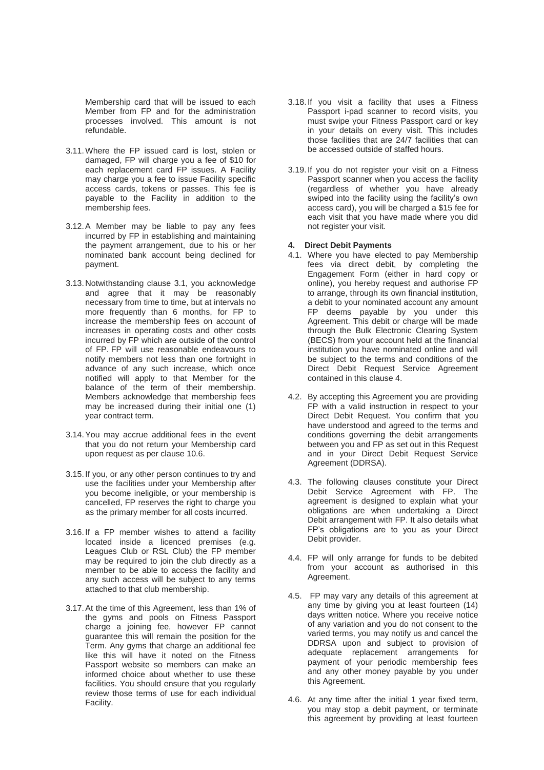Membership card that will be issued to each Member from FP and for the administration processes involved. This amount is not refundable.

3.11. Where the FP issued card is lost, stolen or damaged, FP will charge you a fee of $10 for each replacement card FP issues. A Facility may charge you a fee to issue Facility specific access cards, tokens or passes. This fee is payable to the Facility in addition to the membership fees.

3.12. A Member may be liable to pay any fees incurred by FP in establishing and maintaining the payment arrangement, due to his or her nominated bank account being declined for payment.

3.13. Notwithstanding clause 3.1, you acknowledge and agree that it may be reasonably necessary from time to time, but at intervals no more frequently than 6 months, for FP to increase the membership fees on account of increases in operating costs and other costs incurred by FP which are outside of the control of FP. FP will use reasonable endeavours to notify members not less than one fortnight in advance of any such increase, which once notified will apply to that Member for the balance of the term of their membership. Members acknowledge that membership fees may be increased during their initial one (1) year contract term.

3.14. You may accrue additional fees in the event that you do not return your Membership card upon request as per clause 10.6.

3.15. If you, or any other person continues to try and use the facilities under your Membership after you become ineligible, or your membership is cancelled, FP reserves the right to charge you as the primary member for all costs incurred.

3.16. If a FP member wishes to attend a facility located inside a licenced premises (e.g. Leagues Club or RSL Club) the FP member may be required to join the club directly as a member to be able to access the facility and any such access will be subject to any terms attached to that club membership.

3.17. At the time of this Agreement, less than 1% of the gyms and pools on Fitness Passport charge a joining fee, however FP cannot guarantee this will remain the position for the Term. Any gyms that charge an additional fee like this will have it noted on the Fitness Passport website so members can make an informed choice about whether to use these facilities. You should ensure that you regularly review those terms of use for each individual Facility.

3.18. If you visit a facility that uses a Fitness Passport i-pad scanner to record visits, you must swipe your Fitness Passport card or key in your details on every visit. This includes those facilities that are 24/7 facilities that can be accessed outside of staffed hours.

3.19. If you do not register your visit on a Fitness Passport scanner when you access the facility (regardless of whether you have already swiped into the facility using the facility's own access card), you will be charged a $15 fee for each visit that you have made where you did not register your visit.

## 4. Direct Debit Payments

4.1. Where you have elected to pay Membership fees via direct debit, by completing the Engagement Form (either in hard copy or online), you hereby request and authorise FP to arrange, through its own financial institution, a debit to your nominated account any amount FP deems payable by you under this Agreement. This debit or charge will be made through the Bulk Electronic Clearing System (BECS) from your account held at the financial institution you have nominated online and will be subject to the terms and conditions of the Direct Debit Request Service Agreement contained in this clause 4.

4.2. By accepting this Agreement you are providing FP with a valid instruction in respect to your Direct Debit Request. You confirm that you have understood and agreed to the terms and conditions governing the debit arrangements between you and FP as set out in this Request and in your Direct Debit Request Service Agreement (DDRSA).

4.3. The following clauses constitute your Direct Debit Service Agreement with FP. The agreement is designed to explain what your obligations are when undertaking a Direct Debit arrangement with FP. It also details what FP's obligations are to you as your Direct Debit provider.

4.4. FP will only arrange for funds to be debited from your account as authorised in this Agreement.

4.5. FP may vary any details of this agreement at any time by giving you at least fourteen (14) days written notice. Where you receive notice of any variation and you do not consent to the varied terms, you may notify us and cancel the DDRSA upon and subject to provision of adequate replacement arrangements for payment of your periodic membership fees and any other money payable by you under this Agreement.

4.6. At any time after the initial 1 year fixed term, you may stop a debit payment, or terminate this agreement by providing at least fourteen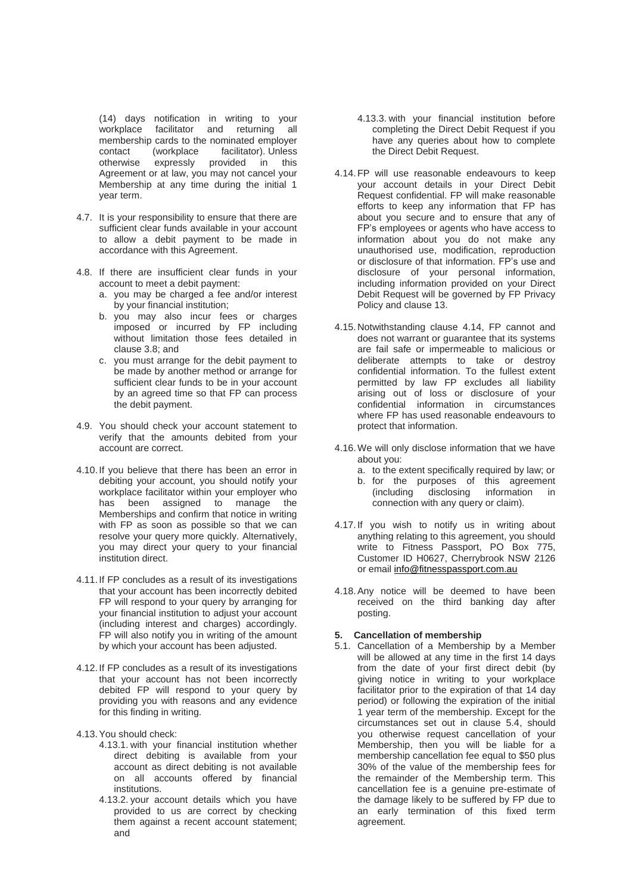(14) days notification in writing to your workplace facilitator and returning all membership cards to the nominated employer contact (workplace facilitator). Unless otherwise expressly provided in this Agreement or at law, you may not cancel your Membership at any time during the initial 1 year term.

4.7. It is your responsibility to ensure that there are sufficient clear funds available in your account to allow a debit payment to be made in accordance with this Agreement.

4.8. If there are insufficient clear funds in your account to meet a debit payment:
   a. you may be charged a fee and/or interest by your financial institution;
   b. you may also incur fees or charges imposed or incurred by FP including without limitation those fees detailed in clause 3.8; and
   c. you must arrange for the debit payment to be made by another method or arrange for sufficient clear funds to be in your account by an agreed time so that FP can process the debit payment.

4.9. You should check your account statement to verify that the amounts debited from your account are correct.

4.10. If you believe that there has been an error in debiting your account, you should notify your workplace facilitator within your employer who has been assigned to manage the Memberships and confirm that notice in writing with FP as soon as possible so that we can resolve your query more quickly. Alternatively, you may direct your query to your financial institution direct.

4.11. If FP concludes as a result of its investigations that your account has been incorrectly debited FP will respond to your query by arranging for your financial institution to adjust your account (including interest and charges) accordingly. FP will also notify you in writing of the amount by which your account has been adjusted.

4.12. If FP concludes as a result of its investigations that your account has not been incorrectly debited FP will respond to your query by providing you with reasons and any evidence for this finding in writing.

4.13. You should check:
   4.13.1. with your financial institution whether direct debiting is available from your account as direct debiting is not available on all accounts offered by financial institutions.
   4.13.2. your account details which you have provided to us are correct by checking them against a recent account statement; and
   4.13.3. with your financial institution before completing the Direct Debit Request if you have any queries about how to complete the Direct Debit Request.

4.14. FP will use reasonable endeavours to keep your account details in your Direct Debit Request confidential. FP will make reasonable efforts to keep any information that FP has about you secure and to ensure that any of FP's employees or agents who have access to information about you do not make any unauthorised use, modification, reproduction or disclosure of that information. FP's use and disclosure of your personal information, including information provided on your Direct Debit Request will be governed by FP Privacy Policy and clause 13.

4.15. Notwithstanding clause 4.14, FP cannot and does not warrant or guarantee that its systems are fail safe or impermeable to malicious or deliberate attempts to take or destroy confidential information. To the fullest extent permitted by law FP excludes all liability arising out of loss or disclosure of your confidential information in circumstances where FP has used reasonable endeavours to protect that information.

4.16. We will only disclose information that we have about you:
   a. to the extent specifically required by law; or
   b. for the purposes of this agreement (including disclosing information in connection with any query or claim).

4.17. If you wish to notify us in writing about anything relating to this agreement, you should write to Fitness Passport, PO Box 775, Customer ID H0627, Cherrybrook NSW 2126 or email info@fitnesspassport.com.au

4.18. Any notice will be deemed to have been received on the third banking day after posting.

## 5. Cancellation of membership

5.1. Cancellation of a Membership by a Member will be allowed at any time in the first 14 days from the date of your first direct debit (by giving notice in writing to your workplace facilitator prior to the expiration of that 14 day period) or following the expiration of the initial 1 year term of the membership. Except for the circumstances set out in clause 5.4, should you otherwise request cancellation of your Membership, then you will be liable for a membership cancellation fee equal to $50 plus 30% of the value of the membership fees for the remainder of the Membership term. This cancellation fee is a genuine pre-estimate of the damage likely to be suffered by FP due to an early termination of this fixed term agreement.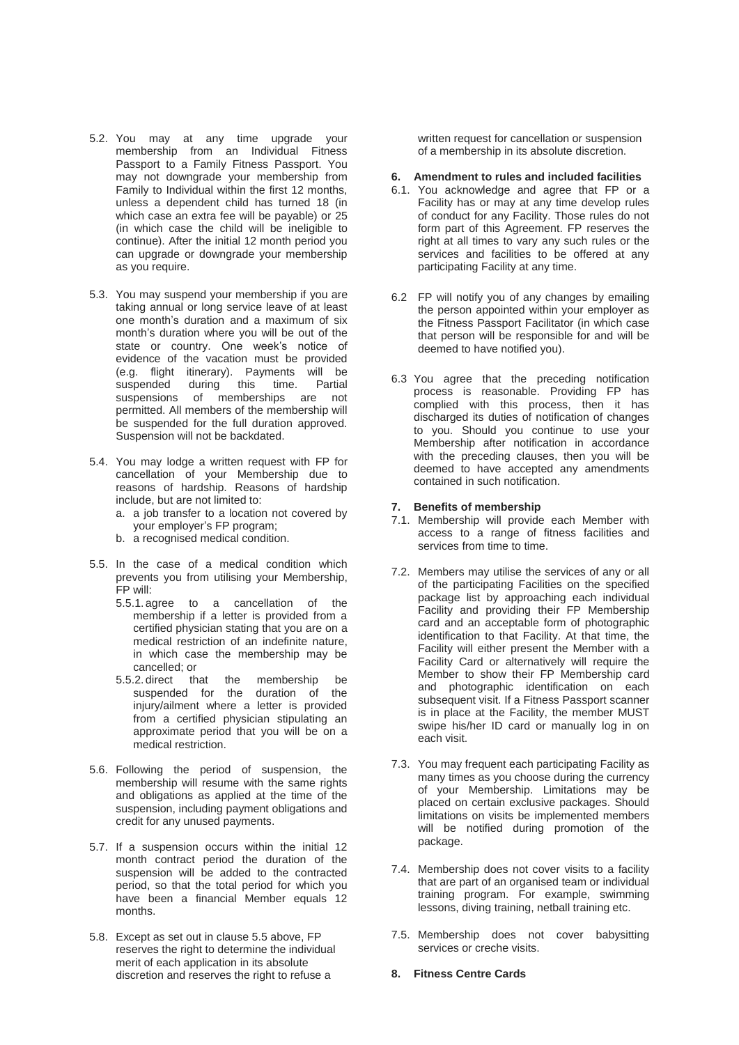5.2. You may at any time upgrade your membership from an Individual Fitness Passport to a Family Fitness Passport. You may not downgrade your membership from Family to Individual within the first 12 months, unless a dependent child has turned 18 (in which case an extra fee will be payable) or 25 (in which case the child will be ineligible to continue). After the initial 12 month period you can upgrade or downgrade your membership as you require.

5.3. You may suspend your membership if you are taking annual or long service leave of at least one month's duration and a maximum of six month's duration where you will be out of the state or country. One week's notice of evidence of the vacation must be provided (e.g. flight itinerary). Payments will be suspended during this time. Partial suspensions of memberships are not permitted. All members of the membership will be suspended for the full duration approved. Suspension will not be backdated.

5.4. You may lodge a written request with FP for cancellation of your Membership due to reasons of hardship. Reasons of hardship include, but are not limited to:

   a. a job transfer to a location not covered by your employer's FP program;
   b. a recognised medical condition.

5.5. In the case of a medical condition which prevents you from utilising your Membership, FP will:

   5.5.1. agree to a cancellation of the membership if a letter is provided from a certified physician stating that you are on a medical restriction of an indefinite nature, in which case the membership may be cancelled; or
   
   5.5.2. direct that the membership be suspended for the duration of the injury/ailment where a letter is provided from a certified physician stipulating an approximate period that you will be on a medical restriction.

5.6. Following the period of suspension, the membership will resume with the same rights and obligations as applied at the time of the suspension, including payment obligations and credit for any unused payments.

5.7. If a suspension occurs within the initial 12 month contract period the duration of the suspension will be added to the contracted period, so that the total period for which you have been a financial Member equals 12 months.

5.8. Except as set out in clause 5.5 above, FP reserves the right to determine the individual merit of each application in its absolute discretion and reserves the right to refuse a written request for cancellation or suspension of a membership in its absolute discretion.

### 6. Amendment to rules and included facilities

6.1. You acknowledge and agree that FP or a Facility has or may at any time develop rules of conduct for any Facility. Those rules do not form part of this Agreement. FP reserves the right at all times to vary any such rules or the services and facilities to be offered at any participating Facility at any time.

6.2 FP will notify you of any changes by emailing the person appointed within your employer as the Fitness Passport Facilitator (in which case that person will be responsible for and will be deemed to have notified you).

6.3 You agree that the preceding notification process is reasonable. Providing FP has complied with this process, then it has discharged its duties of notification of changes to you. Should you continue to use your Membership after notification in accordance with the preceding clauses, then you will be deemed to have accepted any amendments contained in such notification.

### 7. Benefits of membership

7.1. Membership will provide each Member with access to a range of fitness facilities and services from time to time.

7.2. Members may utilise the services of any or all of the participating Facilities on the specified package list by approaching each individual Facility and providing their FP Membership card and an acceptable form of photographic identification to that Facility. At that time, the Facility will either present the Member with a Facility Card or alternatively will require the Member to show their FP Membership card and photographic identification on each subsequent visit. If a Fitness Passport scanner is in place at the Facility, the member MUST swipe his/her ID card or manually log in on each visit.

7.3. You may frequent each participating Facility as many times as you choose during the currency of your Membership. Limitations may be placed on certain exclusive packages. Should limitations on visits be implemented members will be notified during promotion of the package.

7.4. Membership does not cover visits to a facility that are part of an organised team or individual training program. For example, swimming lessons, diving training, netball training etc.

7.5. Membership does not cover babysitting services or creche visits.

### 8. Fitness Centre Cards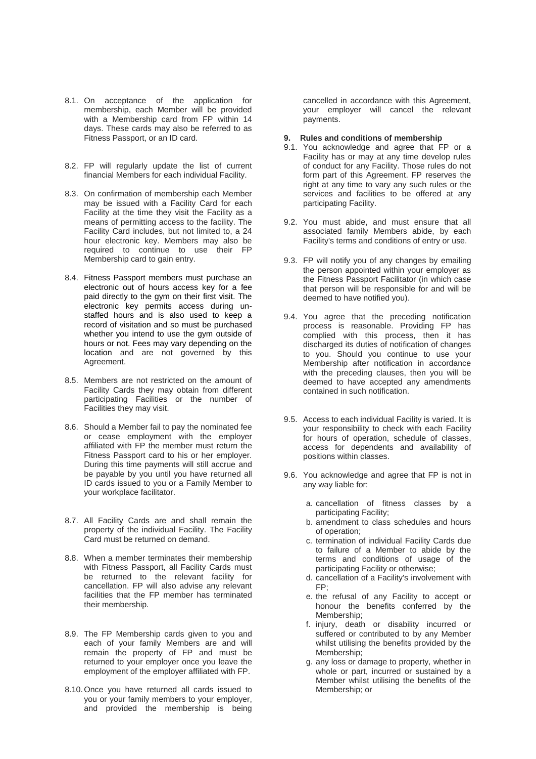8.1. On acceptance of the application for membership, each Member will be provided with a Membership card from FP within 14 days. These cards may also be referred to as Fitness Passport, or an ID card.

8.2. FP will regularly update the list of current financial Members for each individual Facility.

8.3. On confirmation of membership each Member may be issued with a Facility Card for each Facility at the time they visit the Facility as a means of permitting access to the facility. The Facility Card includes, but not limited to, a 24 hour electronic key. Members may also be required to continue to use their FP Membership card to gain entry.

8.4. Fitness Passport members must purchase an electronic out of hours access key for a fee paid directly to the gym on their first visit. The electronic key permits access during un-staffed hours and is also used to keep a record of visitation and so must be purchased whether you intend to use the gym outside of hours or not. Fees may vary depending on the location and are not governed by this Agreement.

8.5. Members are not restricted on the amount of Facility Cards they may obtain from different participating Facilities or the number of Facilities they may visit.

8.6. Should a Member fail to pay the nominated fee or cease employment with the employer affiliated with FP the member must return the Fitness Passport card to his or her employer. During this time payments will still accrue and be payable by you until you have returned all ID cards issued to you or a Family Member to your workplace facilitator.

8.7. All Facility Cards are and shall remain the property of the individual Facility. The Facility Card must be returned on demand.

8.8. When a member terminates their membership with Fitness Passport, all Facility Cards must be returned to the relevant facility for cancellation. FP will also advise any relevant facilities that the FP member has terminated their membership.

8.9. The FP Membership cards given to you and each of your family Members are and will remain the property of FP and must be returned to your employer once you leave the employment of the employer affiliated with FP.

8.10. Once you have returned all cards issued to you or your family members to your employer, and provided the membership is being cancelled in accordance with this Agreement, your employer will cancel the relevant payments.

**9. Rules and conditions of membership**

9.1. You acknowledge and agree that FP or a Facility has or may at any time develop rules of conduct for any Facility. Those rules do not form part of this Agreement. FP reserves the right at any time to vary any such rules or the services and facilities to be offered at any participating Facility.

9.2. You must abide, and must ensure that all associated family Members abide, by each Facility's terms and conditions of entry or use.

9.3. FP will notify you of any changes by emailing the person appointed within your employer as the Fitness Passport Facilitator (in which case that person will be responsible for and will be deemed to have notified you).

9.4. You agree that the preceding notification process is reasonable. Providing FP has complied with this process, then it has discharged its duties of notification of changes to you. Should you continue to use your Membership after notification in accordance with the preceding clauses, then you will be deemed to have accepted any amendments contained in such notification.

9.5. Access to each individual Facility is varied. It is your responsibility to check with each Facility for hours of operation, schedule of classes, access for dependents and availability of positions within classes.

9.6. You acknowledge and agree that FP is not in any way liable for:

a. cancellation of fitness classes by a participating Facility;
b. amendment to class schedules and hours of operation;
c. termination of individual Facility Cards due to failure of a Member to abide by the terms and conditions of usage of the participating Facility or otherwise;
d. cancellation of a Facility's involvement with FP;
e. the refusal of any Facility to accept or honour the benefits conferred by the Membership;
f. injury, death or disability incurred or suffered or contributed to by any Member whilst utilising the benefits provided by the Membership;
g. any loss or damage to property, whether in whole or part, incurred or sustained by a Member whilst utilising the benefits of the Membership; or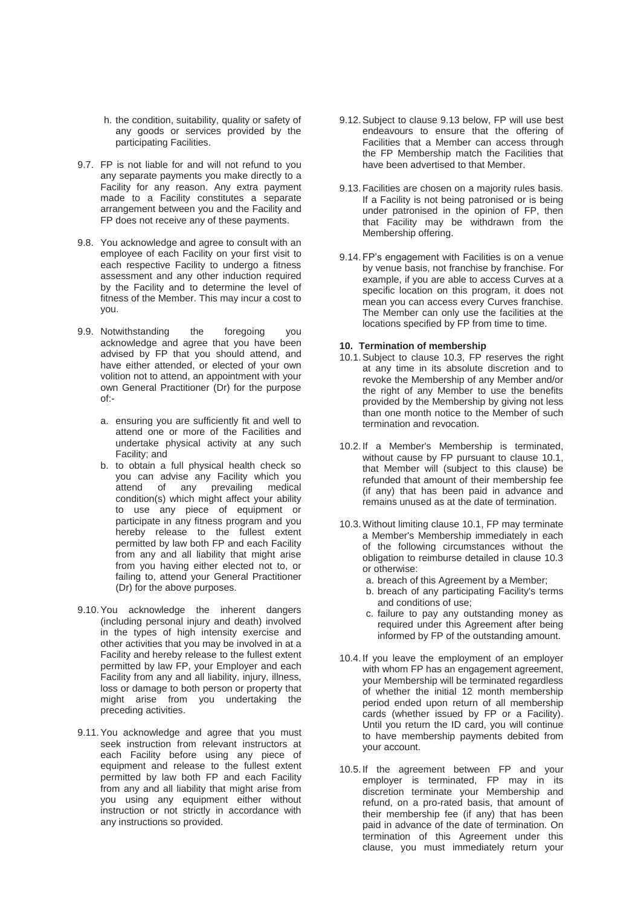h. the condition, suitability, quality or safety of any goods or services provided by the participating Facilities.

9.7. FP is not liable for and will not refund to you any separate payments you make directly to a Facility for any reason. Any extra payment made to a Facility constitutes a separate arrangement between you and the Facility and FP does not receive any of these payments.

9.8. You acknowledge and agree to consult with an employee of each Facility on your first visit to each respective Facility to undergo a fitness assessment and any other induction required by the Facility and to determine the level of fitness of the Member. This may incur a cost to you.

9.9. Notwithstanding the foregoing you acknowledge and agree that you have been advised by FP that you should attend, and have either attended, or elected of your own volition not to attend, an appointment with your own General Practitioner (Dr) for the purpose of:-

a. ensuring you are sufficiently fit and well to attend one or more of the Facilities and undertake physical activity at any such Facility; and
b. to obtain a full physical health check so you can advise any Facility which you attend of any prevailing medical condition(s) which might affect your ability to use any piece of equipment or participate in any fitness program and you hereby release to the fullest extent permitted by law both FP and each Facility from any and all liability that might arise from you having either elected not to, or failing to, attend your General Practitioner (Dr) for the above purposes.

9.10. You acknowledge the inherent dangers (including personal injury and death) involved in the types of high intensity exercise and other activities that you may be involved in at a Facility and hereby release to the fullest extent permitted by law FP, your Employer and each Facility from any and all liability, injury, illness, loss or damage to both person or property that might arise from you undertaking the preceding activities.

9.11. You acknowledge and agree that you must seek instruction from relevant instructors at each Facility before using any piece of equipment and release to the fullest extent permitted by law both FP and each Facility from any and all liability that might arise from you using any equipment either without instruction or not strictly in accordance with any instructions so provided.

9.12. Subject to clause 9.13 below, FP will use best endeavours to ensure that the offering of Facilities that a Member can access through the FP Membership match the Facilities that have been advertised to that Member.

9.13. Facilities are chosen on a majority rules basis. If a Facility is not being patronised or is being under patronised in the opinion of FP, then that Facility may be withdrawn from the Membership offering.

9.14. FP's engagement with Facilities is on a venue by venue basis, not franchise by franchise. For example, if you are able to access Curves at a specific location on this program, it does not mean you can access every Curves franchise. The Member can only use the facilities at the locations specified by FP from time to time.

**10. Termination of membership**

10.1. Subject to clause 10.3, FP reserves the right at any time in its absolute discretion and to revoke the Membership of any Member and/or the right of any Member to use the benefits provided by the Membership by giving not less than one month notice to the Member of such termination and revocation.

10.2. If a Member's Membership is terminated, without cause by FP pursuant to clause 10.1, that Member will (subject to this clause) be refunded that amount of their membership fee (if any) that has been paid in advance and remains unused as at the date of termination.

10.3. Without limiting clause 10.1, FP may terminate a Member's Membership immediately in each of the following circumstances without the obligation to reimburse detailed in clause 10.3 or otherwise:

a. breach of this Agreement by a Member;
b. breach of any participating Facility's terms and conditions of use;
c. failure to pay any outstanding money as required under this Agreement after being informed by FP of the outstanding amount.

10.4. If you leave the employment of an employer with whom FP has an engagement agreement, your Membership will be terminated regardless of whether the initial 12 month membership period ended upon return of all membership cards (whether issued by FP or a Facility). Until you return the ID card, you will continue to have membership payments debited from your account.

10.5. If the agreement between FP and your employer is terminated, FP may in its discretion terminate your Membership and refund, on a pro-rated basis, that amount of their membership fee (if any) that has been paid in advance of the date of termination. On termination of this Agreement under this clause, you must immediately return your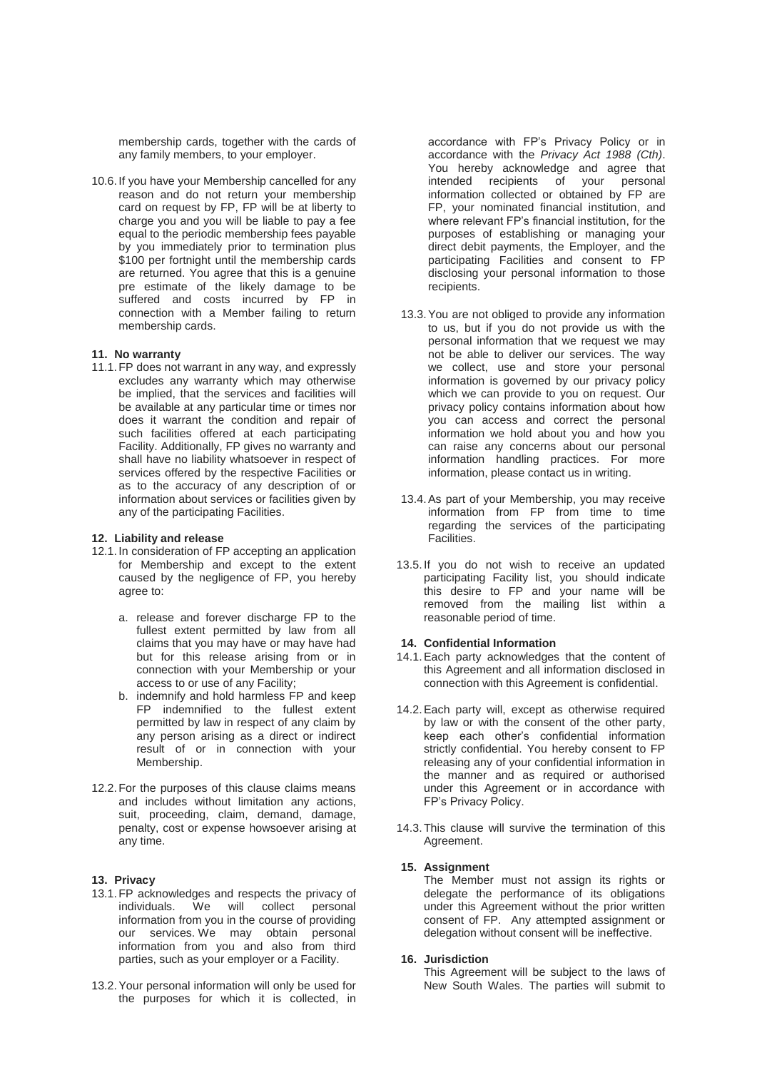membership cards, together with the cards of any family members, to your employer.

10.6. If you have your Membership cancelled for any reason and do not return your membership card on request by FP, FP will be at liberty to charge you and you will be liable to pay a fee equal to the periodic membership fees payable by you immediately prior to termination plus $100 per fortnight until the membership cards are returned. You agree that this is a genuine pre estimate of the likely damage to be suffered and costs incurred by FP in connection with a Member failing to return membership cards.

**11. No warranty**

11.1. FP does not warrant in any way, and expressly excludes any warranty which may otherwise be implied, that the services and facilities will be available at any particular time or times nor does it warrant the condition and repair of such facilities offered at each participating Facility. Additionally, FP gives no warranty and shall have no liability whatsoever in respect of services offered by the respective Facilities or as to the accuracy of any description of or information about services or facilities given by any of the participating Facilities.

**12. Liability and release**

12.1. In consideration of FP accepting an application for Membership and except to the extent caused by the negligence of FP, you hereby agree to:

a. release and forever discharge FP to the fullest extent permitted by law from all claims that you may have or may have had but for this release arising from or in connection with your Membership or your access to or use of any Facility;

b. indemnify and hold harmless FP and keep FP indemnified to the fullest extent permitted by law in respect of any claim by any person arising as a direct or indirect result of or in connection with your Membership.

12.2. For the purposes of this clause claims means and includes without limitation any actions, suit, proceeding, claim, demand, damage, penalty, cost or expense howsoever arising at any time.

**13. Privacy**

13.1. FP acknowledges and respects the privacy of individuals. We will collect personal information from you in the course of providing our services. We may obtain personal information from you and also from third parties, such as your employer or a Facility.

13.2. Your personal information will only be used for the purposes for which it is collected, in accordance with FP's Privacy Policy or in accordance with the *Privacy Act 1988 (Cth)*. You hereby acknowledge and agree that intended recipients of your personal information collected or obtained by FP are FP, your nominated financial institution, and where relevant FP's financial institution, for the purposes of establishing or managing your direct debit payments, the Employer, and the participating Facilities and consent to FP disclosing your personal information to those recipients.

13.3. You are not obliged to provide any information to us, but if you do not provide us with the personal information that we request we may not be able to deliver our services. The way we collect, use and store your personal information is governed by our privacy policy which we can provide to you on request. Our privacy policy contains information about how you can access and correct the personal information we hold about you and how you can raise any concerns about our personal information handling practices. For more information, please contact us in writing.

13.4. As part of your Membership, you may receive information from FP from time to time regarding the services of the participating Facilities.

13.5. If you do not wish to receive an updated participating Facility list, you should indicate this desire to FP and your name will be removed from the mailing list within a reasonable period of time.

**14. Confidential Information**

14.1. Each party acknowledges that the content of this Agreement and all information disclosed in connection with this Agreement is confidential.

14.2. Each party will, except as otherwise required by law or with the consent of the other party, keep each other's confidential information strictly confidential. You hereby consent to FP releasing any of your confidential information in the manner and as required or authorised under this Agreement or in accordance with FP's Privacy Policy.

14.3. This clause will survive the termination of this Agreement.

**15. Assignment**

The Member must not assign its rights or delegate the performance of its obligations under this Agreement without the prior written consent of FP. Any attempted assignment or delegation without consent will be ineffective.

**16. Jurisdiction**

This Agreement will be subject to the laws of New South Wales. The parties will submit to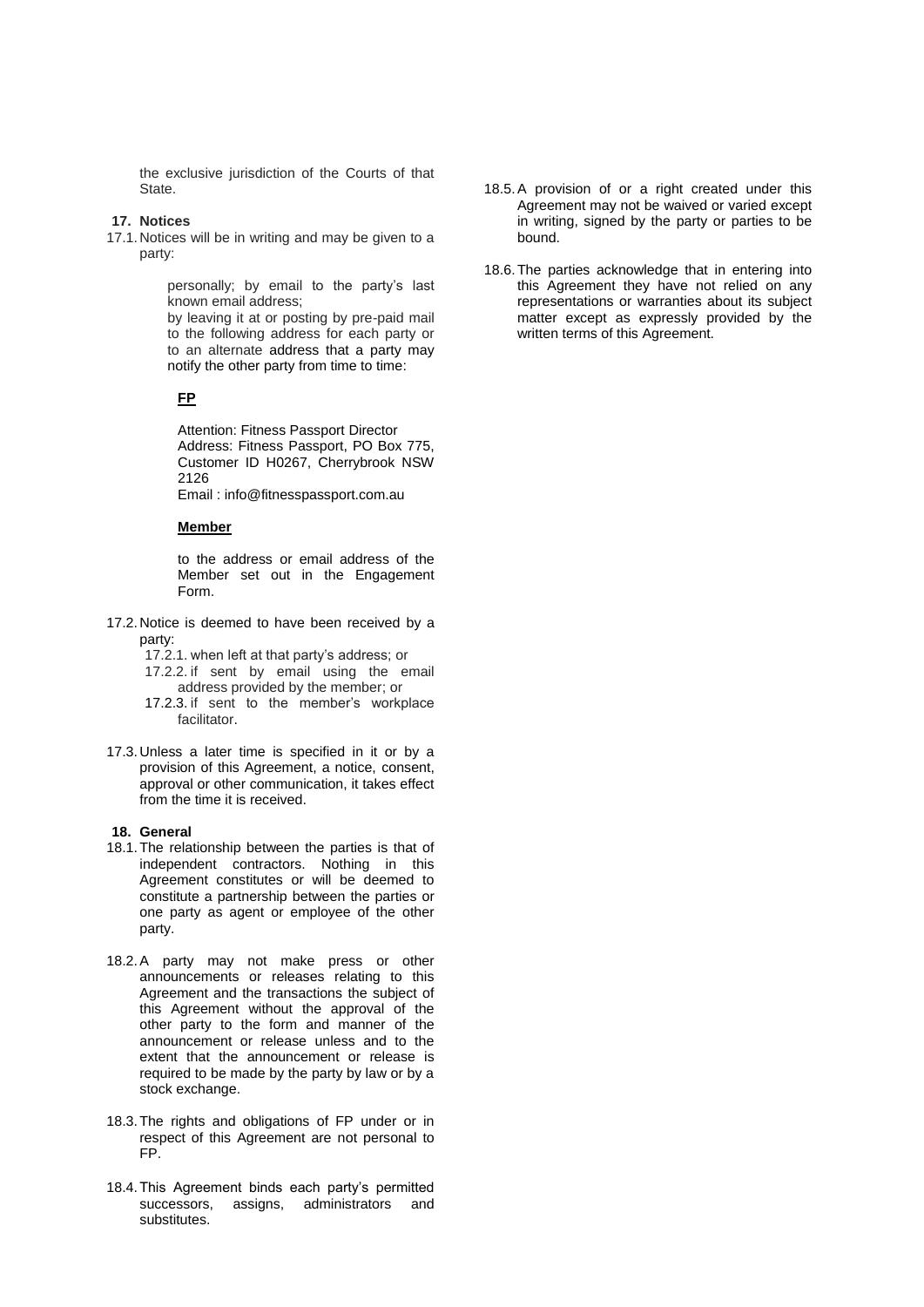the exclusive jurisdiction of the Courts of that State.

## 17. Notices

17.1. Notices will be in writing and may be given to a party:

personally; by email to the party's last known email address;

by leaving it at or posting by pre-paid mail to the following address for each party or to an alternate address that a party may notify the other party from time to time:

**FP**

Attention: Fitness Passport Director
Address: Fitness Passport, PO Box 775, Customer ID H0267, Cherrybrook NSW 2126
Email : info@fitnesspassport.com.au

**Member**

to the address or email address of the Member set out in the Engagement Form.

17.2. Notice is deemed to have been received by a party:

- 17.2.1. when left at that party's address; or
- 17.2.2. if sent by email using the email address provided by the member; or
- 17.2.3. if sent to the member's workplace facilitator.

17.3. Unless a later time is specified in it or by a provision of this Agreement, a notice, consent, approval or other communication, it takes effect from the time it is received.

## 18. General

18.1. The relationship between the parties is that of independent contractors. Nothing in this Agreement constitutes or will be deemed to constitute a partnership between the parties or one party as agent or employee of the other party.

18.2. A party may not make press or other announcements or releases relating to this Agreement and the transactions the subject of this Agreement without the approval of the other party to the form and manner of the announcement or release unless and to the extent that the announcement or release is required to be made by the party by law or by a stock exchange.

18.3. The rights and obligations of FP under or in respect of this Agreement are not personal to FP.

18.4. This Agreement binds each party's permitted successors, assigns, administrators and substitutes.

18.5. A provision of or a right created under this Agreement may not be waived or varied except in writing, signed by the party or parties to be bound.

18.6. The parties acknowledge that in entering into this Agreement they have not relied on any representations or warranties about its subject matter except as expressly provided by the written terms of this Agreement.